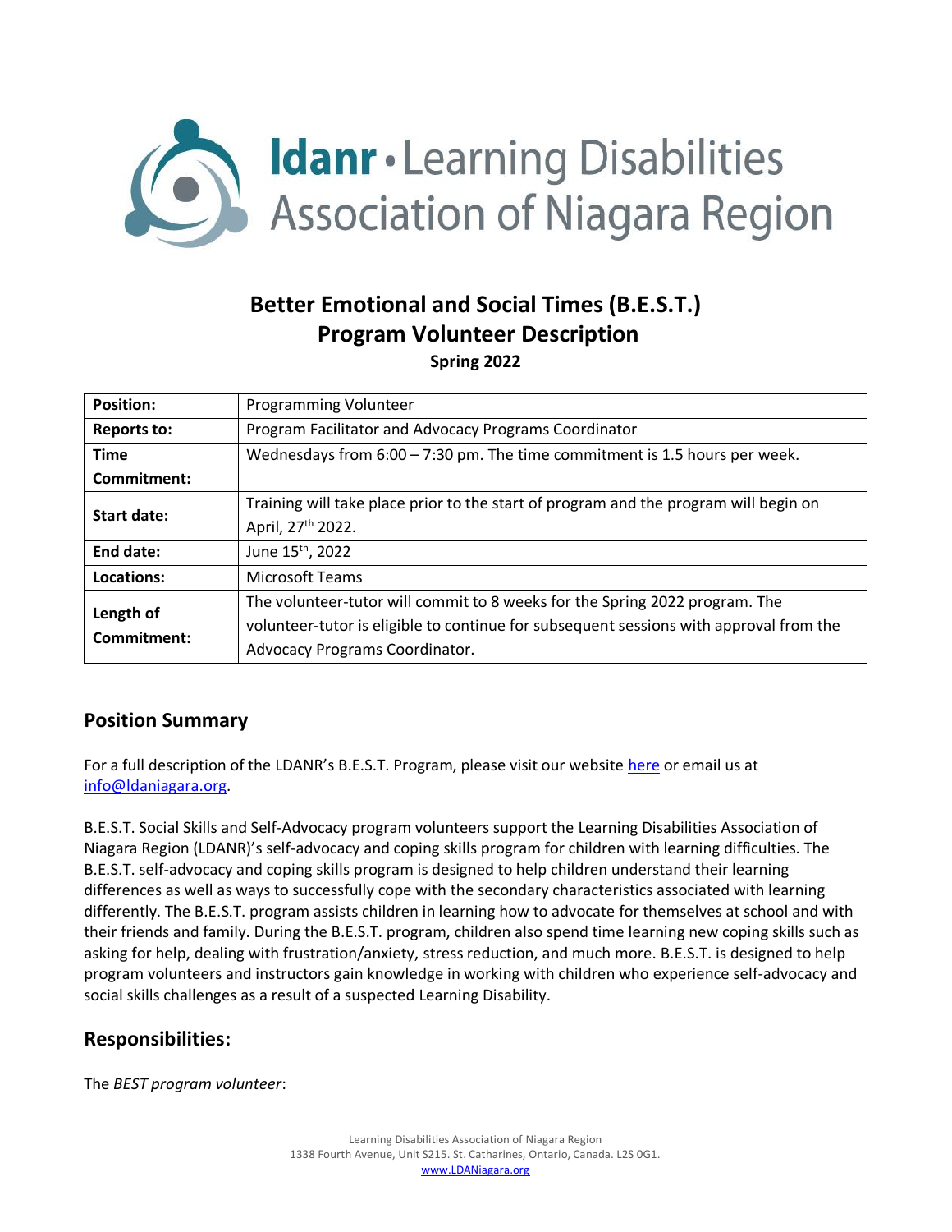ldanr • Learning Disabilities Association of Niagara Region

# Better Emotional and Social Times (B.E.S.T.) Program Volunteer Description

**Spring 2022**

| **Position:** | Programming Volunteer |
|---|---|
| **Reports to:** | Program Facilitator and Advocacy Programs Coordinator |
| **Time Commitment:** | Wednesdays from 6:00 – 7:30 pm. The time commitment is 1.5 hours per week. |
| **Start date:** | Training will take place prior to the start of program and the program will begin on April, 27th 2022. |
| **End date:** | June 15th, 2022 |
| **Locations:** | Microsoft Teams |
| **Length of Commitment:** | The volunteer-tutor will commit to 8 weeks for the Spring 2022 program. The volunteer-tutor is eligible to continue for subsequent sessions with approval from the Advocacy Programs Coordinator. |

## Position Summary

For a full description of the LDANR's B.E.S.T. Program, please visit our website here or email us at info@ldaniagara.org.

B.E.S.T. Social Skills and Self-Advocacy program volunteers support the Learning Disabilities Association of Niagara Region (LDANR)'s self-advocacy and coping skills program for children with learning difficulties. The B.E.S.T. self-advocacy and coping skills program is designed to help children understand their learning differences as well as ways to successfully cope with the secondary characteristics associated with learning differently. The B.E.S.T. program assists children in learning how to advocate for themselves at school and with their friends and family. During the B.E.S.T. program, children also spend time learning new coping skills such as asking for help, dealing with frustration/anxiety, stress reduction, and much more. B.E.S.T. is designed to help program volunteers and instructors gain knowledge in working with children who experience self-advocacy and social skills challenges as a result of a suspected Learning Disability.

## Responsibilities:

The *BEST program volunteer*: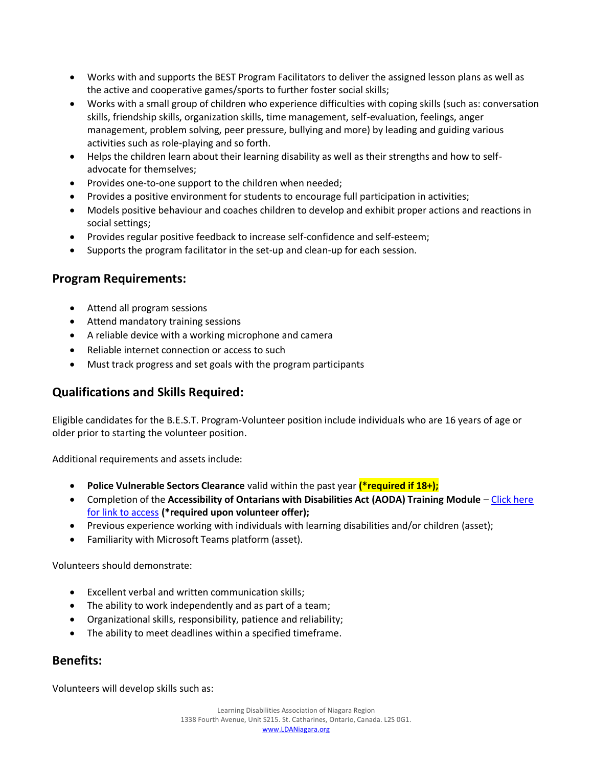- Works with and supports the BEST Program Facilitators to deliver the assigned lesson plans as well as the active and cooperative games/sports to further foster social skills;
- Works with a small group of children who experience difficulties with coping skills (such as: conversation skills, friendship skills, organization skills, time management, self-evaluation, feelings, anger management, problem solving, peer pressure, bullying and more) by leading and guiding various activities such as role-playing and so forth.
- Helps the children learn about their learning disability as well as their strengths and how to self-advocate for themselves;
- Provides one-to-one support to the children when needed;
- Provides a positive environment for students to encourage full participation in activities;
- Models positive behaviour and coaches children to develop and exhibit proper actions and reactions in social settings;
- Provides regular positive feedback to increase self-confidence and self-esteem;
- Supports the program facilitator in the set-up and clean-up for each session.

## Program Requirements:

- Attend all program sessions
- Attend mandatory training sessions
- A reliable device with a working microphone and camera
- Reliable internet connection or access to such
- Must track progress and set goals with the program participants

## Qualifications and Skills Required:

Eligible candidates for the B.E.S.T. Program-Volunteer position include individuals who are 16 years of age or older prior to starting the volunteer position.

Additional requirements and assets include:

- **Police Vulnerable Sectors Clearance** valid within the past year **(*required if 18+);**
- Completion of the **Accessibility of Ontarians with Disabilities Act (AODA) Training Module** – Click here for link to access **(*required upon volunteer offer);**
- Previous experience working with individuals with learning disabilities and/or children (asset);
- Familiarity with Microsoft Teams platform (asset).

Volunteers should demonstrate:

- Excellent verbal and written communication skills;
- The ability to work independently and as part of a team;
- Organizational skills, responsibility, patience and reliability;
- The ability to meet deadlines within a specified timeframe.

## Benefits:

Volunteers will develop skills such as: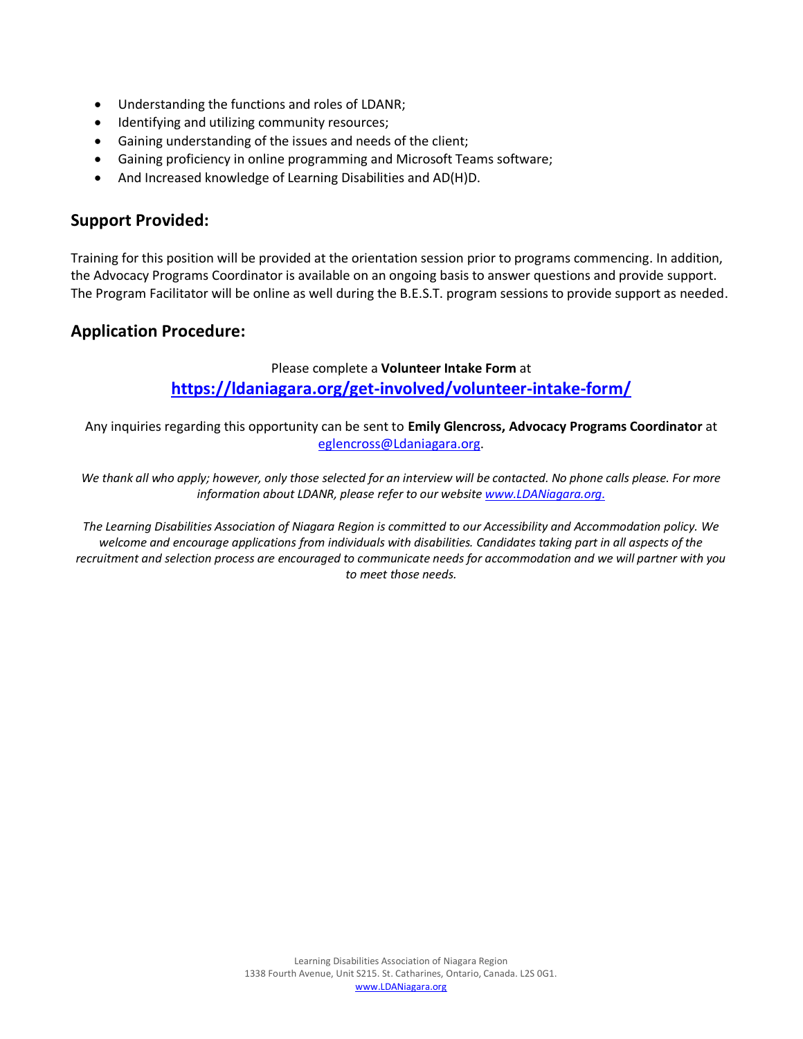- Understanding the functions and roles of LDANR;
- Identifying and utilizing community resources;
- Gaining understanding of the issues and needs of the client;
- Gaining proficiency in online programming and Microsoft Teams software;
- And Increased knowledge of Learning Disabilities and AD(H)D.

## Support Provided:

Training for this position will be provided at the orientation session prior to programs commencing. In addition, the Advocacy Programs Coordinator is available on an ongoing basis to answer questions and provide support. The Program Facilitator will be online as well during the B.E.S.T. program sessions to provide support as needed.

## Application Procedure:

Please complete a **Volunteer Intake Form** at

**https://ldaniagara.org/get-involved/volunteer-intake-form/**

Any inquiries regarding this opportunity can be sent to **Emily Glencross, Advocacy Programs Coordinator** at eglencross@Ldaniagara.org.

*We thank all who apply; however, only those selected for an interview will be contacted. No phone calls please. For more information about LDANR, please refer to our website www.LDANiagara.org.*

*The Learning Disabilities Association of Niagara Region is committed to our Accessibility and Accommodation policy. We welcome and encourage applications from individuals with disabilities. Candidates taking part in all aspects of the recruitment and selection process are encouraged to communicate needs for accommodation and we will partner with you to meet those needs.*